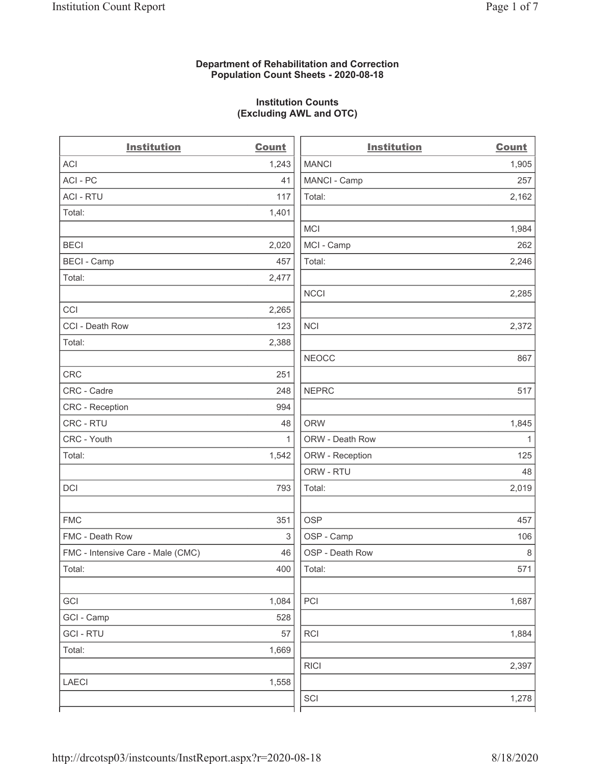**Department of Rehabilitation and Correction**
**Population Count Sheets - 2020-08-18**

**Institution Counts**
**(Excluding AWL and OTC)**

| Institution | Count |
|---|---|
| ACI | 1,243 |
| ACI - PC | 41 |
| ACI - RTU | 117 |
| Total: | 1,401 |
| | |
| BECI | 2,020 |
| BECI - Camp | 457 |
| Total: | 2,477 |
| | |
| CCI | 2,265 |
| CCI - Death Row | 123 |
| Total: | 2,388 |
| | |
| CRC | 251 |
| CRC - Cadre | 248 |
| CRC - Reception | 994 |
| CRC - RTU | 48 |
| CRC - Youth | 1 |
| Total: | 1,542 |
| | |
| DCI | 793 |
| | |
| FMC | 351 |
| FMC - Death Row | 3 |
| FMC - Intensive Care - Male (CMC) | 46 |
| Total: | 400 |
| | |
| GCI | 1,084 |
| GCI - Camp | 528 |
| GCI - RTU | 57 |
| Total: | 1,669 |
| | |
| LAECI | 1,558 |
| | |
| MANCI | 1,905 |
| MANCI - Camp | 257 |
| Total: | 2,162 |
| | |
| MCI | 1,984 |
| MCI - Camp | 262 |
| Total: | 2,246 |
| | |
| NCCI | 2,285 |
| | |
| NCI | 2,372 |
| | |
| NEOCC | 867 |
| | |
| NEPRC | 517 |
| | |
| ORW | 1,845 |
| ORW - Death Row | 1 |
| ORW - Reception | 125 |
| ORW - RTU | 48 |
| Total: | 2,019 |
| | |
| OSP | 457 |
| OSP - Camp | 106 |
| OSP - Death Row | 8 |
| Total: | 571 |
| | |
| PCI | 1,687 |
| | |
| RCI | 1,884 |
| | |
| RICI | 2,397 |
| | |
| SCI | 1,278 |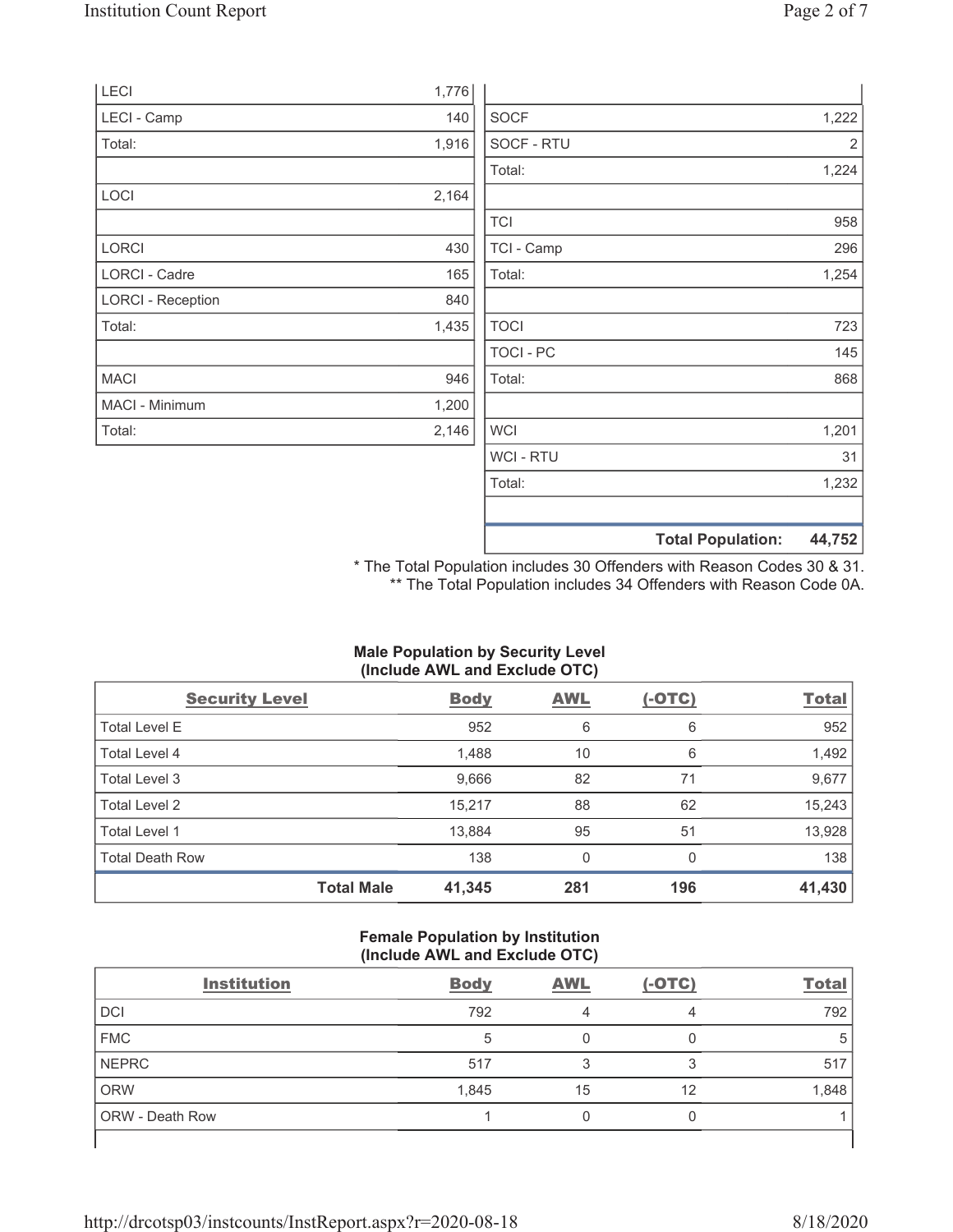| | |
|---|---|
| LECI | 1,776 |
| LECI - Camp | 140 |
| Total: | 1,916 |
| | |
| LOCI | 2,164 |
| | |
| LORCI | 430 |
| LORCI - Cadre | 165 |
| LORCI - Reception | 840 |
| Total: | 1,435 |
| | |
| MACI | 946 |
| MACI - Minimum | 1,200 |
| Total: | 2,146 |

| | |
|---|---|
| | |
| SOCF | 1,222 |
| SOCF - RTU | 2 |
| Total: | 1,224 |
| | |
| TCI | 958 |
| TCI - Camp | 296 |
| Total: | 1,254 |
| | |
| TOCI | 723 |
| TOCI - PC | 145 |
| Total: | 868 |
| | |
| WCI | 1,201 |
| WCI - RTU | 31 |
| Total: | 1,232 |
| | |
| **Total Population:** | **44,752** |

* The Total Population includes 30 Offenders with Reason Codes 30 & 31.
** The Total Population includes 34 Offenders with Reason Code 0A.

**Male Population by Security Level (Include AWL and Exclude OTC)**

| Security Level | Body | AWL | (-OTC) | Total |
|---|---|---|---|---|
| Total Level E | 952 | 6 | 6 | 952 |
| Total Level 4 | 1,488 | 10 | 6 | 1,492 |
| Total Level 3 | 9,666 | 82 | 71 | 9,677 |
| Total Level 2 | 15,217 | 88 | 62 | 15,243 |
| Total Level 1 | 13,884 | 95 | 51 | 13,928 |
| Total Death Row | 138 | 0 | 0 | 138 |
| **Total Male** | **41,345** | **281** | **196** | **41,430** |

**Female Population by Institution (Include AWL and Exclude OTC)**

| Institution | Body | AWL | (-OTC) | Total |
|---|---|---|---|---|
| DCI | 792 | 4 | 4 | 792 |
| FMC | 5 | 0 | 0 | 5 |
| NEPRC | 517 | 3 | 3 | 517 |
| ORW | 1,845 | 15 | 12 | 1,848 |
| ORW - Death Row | 1 | 0 | 0 | 1 |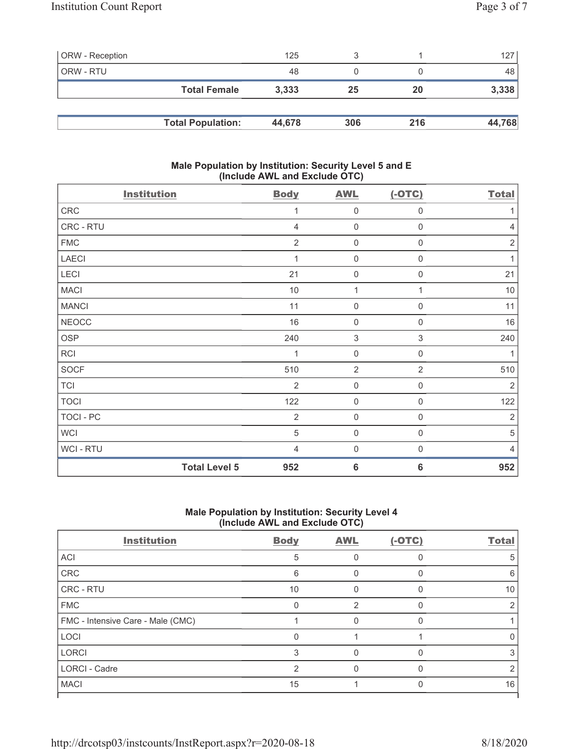| | | | | |
|---|---|---|---|---|
| ORW - Reception | 125 | 3 | 1 | 127 |
| ORW - RTU | 48 | 0 | 0 | 48 |
| **Total Female** | **3,333** | **25** | **20** | **3,338** |

| | | | | |
|---|---|---|---|---|
| **Total Population:** | **44,678** | **306** | **216** | **44,768** |

### Male Population by Institution: Security Level 5 and E (Include AWL and Exclude OTC)

| Institution | Body | AWL | (-OTC) | Total |
|---|---|---|---|---|
| CRC | 1 | 0 | 0 | 1 |
| CRC - RTU | 4 | 0 | 0 | 4 |
| FMC | 2 | 0 | 0 | 2 |
| LAECI | 1 | 0 | 0 | 1 |
| LECI | 21 | 0 | 0 | 21 |
| MACI | 10 | 1 | 1 | 10 |
| MANCI | 11 | 0 | 0 | 11 |
| NEOCC | 16 | 0 | 0 | 16 |
| OSP | 240 | 3 | 3 | 240 |
| RCI | 1 | 0 | 0 | 1 |
| SOCF | 510 | 2 | 2 | 510 |
| TCI | 2 | 0 | 0 | 2 |
| TOCI | 122 | 0 | 0 | 122 |
| TOCI - PC | 2 | 0 | 0 | 2 |
| WCI | 5 | 0 | 0 | 5 |
| WCI - RTU | 4 | 0 | 0 | 4 |
| **Total Level 5** | **952** | **6** | **6** | **952** |

### Male Population by Institution: Security Level 4 (Include AWL and Exclude OTC)

| Institution | Body | AWL | (-OTC) | Total |
|---|---|---|---|---|
| ACI | 5 | 0 | 0 | 5 |
| CRC | 6 | 0 | 0 | 6 |
| CRC - RTU | 10 | 0 | 0 | 10 |
| FMC | 0 | 2 | 0 | 2 |
| FMC - Intensive Care - Male (CMC) | 1 | 0 | 0 | 1 |
| LOCI | 0 | 1 | 1 | 0 |
| LORCI | 3 | 0 | 0 | 3 |
| LORCI - Cadre | 2 | 0 | 0 | 2 |
| MACI | 15 | 1 | 0 | 16 |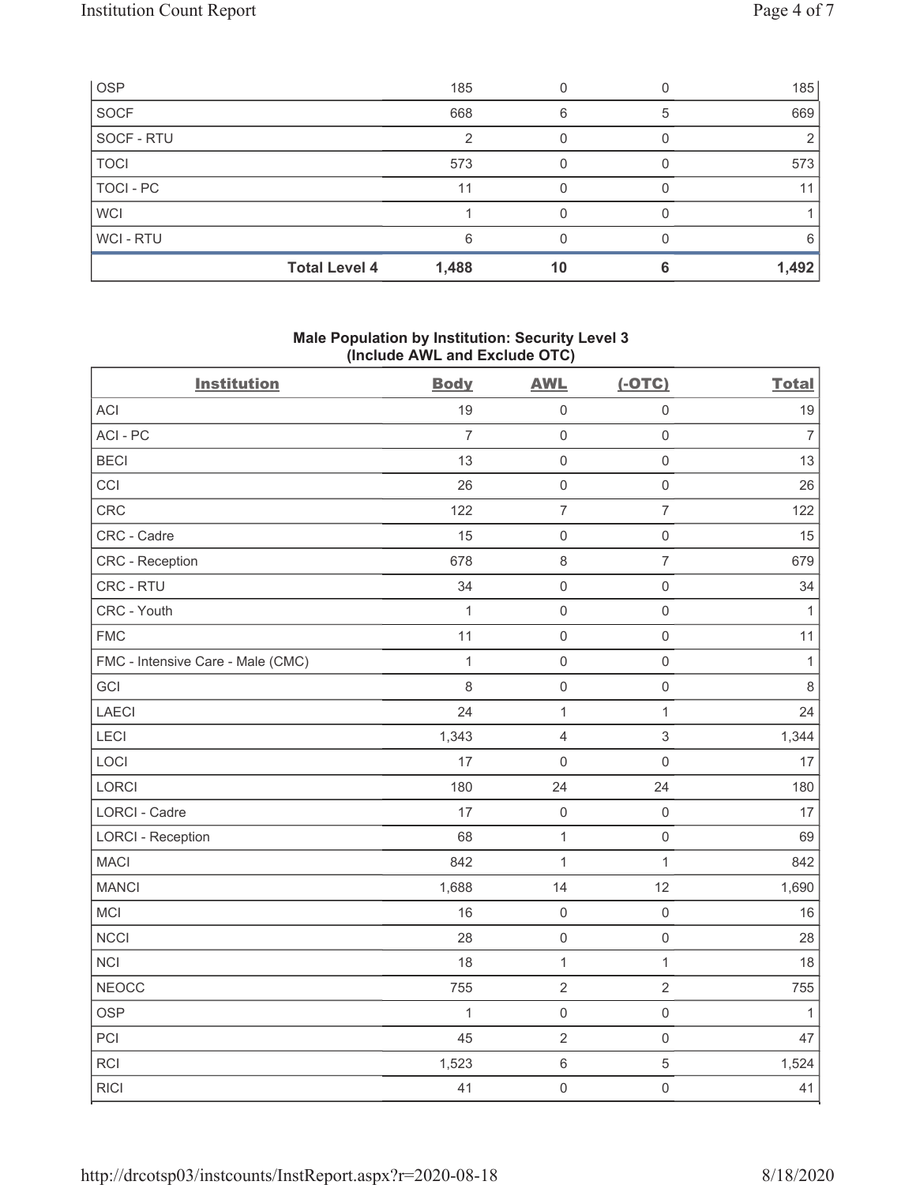| OSP | | 185 | 0 | 0 | 185 |
|---|---|---|---|---|---|
| SOCF | | 668 | 6 | 5 | 669 |
| SOCF - RTU | | 2 | 0 | 0 | 2 |
| TOCI | | 573 | 0 | 0 | 573 |
| TOCI - PC | | 11 | 0 | 0 | 11 |
| WCI | | 1 | 0 | 0 | 1 |
| WCI - RTU | | 6 | 0 | 0 | 6 |
| | **Total Level 4** | **1,488** | **10** | **6** | **1,492** |

**Male Population by Institution: Security Level 3 (Include AWL and Exclude OTC)**

| Institution | Body | AWL | (-OTC) | Total |
|---|---|---|---|---|
| ACI | 19 | 0 | 0 | 19 |
| ACI - PC | 7 | 0 | 0 | 7 |
| BECI | 13 | 0 | 0 | 13 |
| CCI | 26 | 0 | 0 | 26 |
| CRC | 122 | 7 | 7 | 122 |
| CRC - Cadre | 15 | 0 | 0 | 15 |
| CRC - Reception | 678 | 8 | 7 | 679 |
| CRC - RTU | 34 | 0 | 0 | 34 |
| CRC - Youth | 1 | 0 | 0 | 1 |
| FMC | 11 | 0 | 0 | 11 |
| FMC - Intensive Care - Male (CMC) | 1 | 0 | 0 | 1 |
| GCI | 8 | 0 | 0 | 8 |
| LAECI | 24 | 1 | 1 | 24 |
| LECI | 1,343 | 4 | 3 | 1,344 |
| LOCI | 17 | 0 | 0 | 17 |
| LORCI | 180 | 24 | 24 | 180 |
| LORCI - Cadre | 17 | 0 | 0 | 17 |
| LORCI - Reception | 68 | 1 | 0 | 69 |
| MACI | 842 | 1 | 1 | 842 |
| MANCI | 1,688 | 14 | 12 | 1,690 |
| MCI | 16 | 0 | 0 | 16 |
| NCCI | 28 | 0 | 0 | 28 |
| NCI | 18 | 1 | 1 | 18 |
| NEOCC | 755 | 2 | 2 | 755 |
| OSP | 1 | 0 | 0 | 1 |
| PCI | 45 | 2 | 0 | 47 |
| RCI | 1,523 | 6 | 5 | 1,524 |
| RICI | 41 | 0 | 0 | 41 |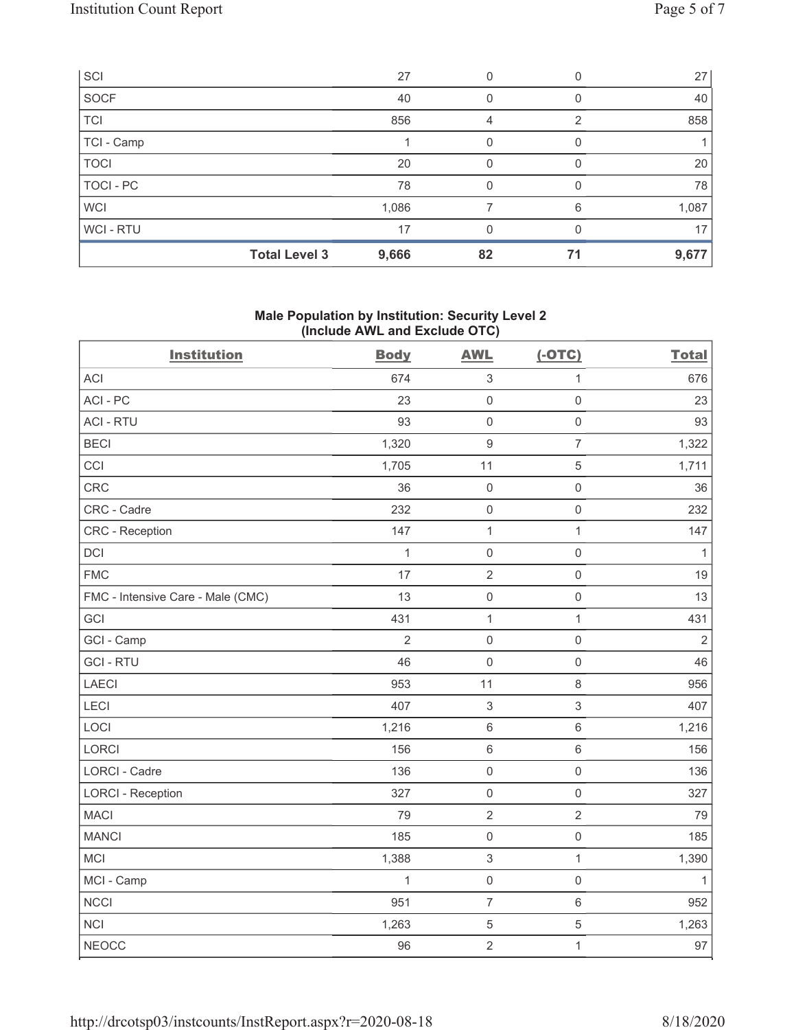| | | | | |
|---|---|---|---|---|
| SCI | 27 | 0 | 0 | 27 |
| SOCF | 40 | 0 | 0 | 40 |
| TCI | 856 | 4 | 2 | 858 |
| TCI - Camp | 1 | 0 | 0 | 1 |
| TOCI | 20 | 0 | 0 | 20 |
| TOCI - PC | 78 | 0 | 0 | 78 |
| WCI | 1,086 | 7 | 6 | 1,087 |
| WCI - RTU | 17 | 0 | 0 | 17 |
| **Total Level 3** | **9,666** | **82** | **71** | **9,677** |

## Male Population by Institution: Security Level 2 (Include AWL and Exclude OTC)

| Institution | Body | AWL | (-OTC) | Total |
|---|---|---|---|---|
| ACI | 674 | 3 | 1 | 676 |
| ACI - PC | 23 | 0 | 0 | 23 |
| ACI - RTU | 93 | 0 | 0 | 93 |
| BECI | 1,320 | 9 | 7 | 1,322 |
| CCI | 1,705 | 11 | 5 | 1,711 |
| CRC | 36 | 0 | 0 | 36 |
| CRC - Cadre | 232 | 0 | 0 | 232 |
| CRC - Reception | 147 | 1 | 1 | 147 |
| DCI | 1 | 0 | 0 | 1 |
| FMC | 17 | 2 | 0 | 19 |
| FMC - Intensive Care - Male (CMC) | 13 | 0 | 0 | 13 |
| GCI | 431 | 1 | 1 | 431 |
| GCI - Camp | 2 | 0 | 0 | 2 |
| GCI - RTU | 46 | 0 | 0 | 46 |
| LAECI | 953 | 11 | 8 | 956 |
| LECI | 407 | 3 | 3 | 407 |
| LOCI | 1,216 | 6 | 6 | 1,216 |
| LORCI | 156 | 6 | 6 | 156 |
| LORCI - Cadre | 136 | 0 | 0 | 136 |
| LORCI - Reception | 327 | 0 | 0 | 327 |
| MACI | 79 | 2 | 2 | 79 |
| MANCI | 185 | 0 | 0 | 185 |
| MCI | 1,388 | 3 | 1 | 1,390 |
| MCI - Camp | 1 | 0 | 0 | 1 |
| NCCI | 951 | 7 | 6 | 952 |
| NCI | 1,263 | 5 | 5 | 1,263 |
| NEOCC | 96 | 2 | 1 | 97 |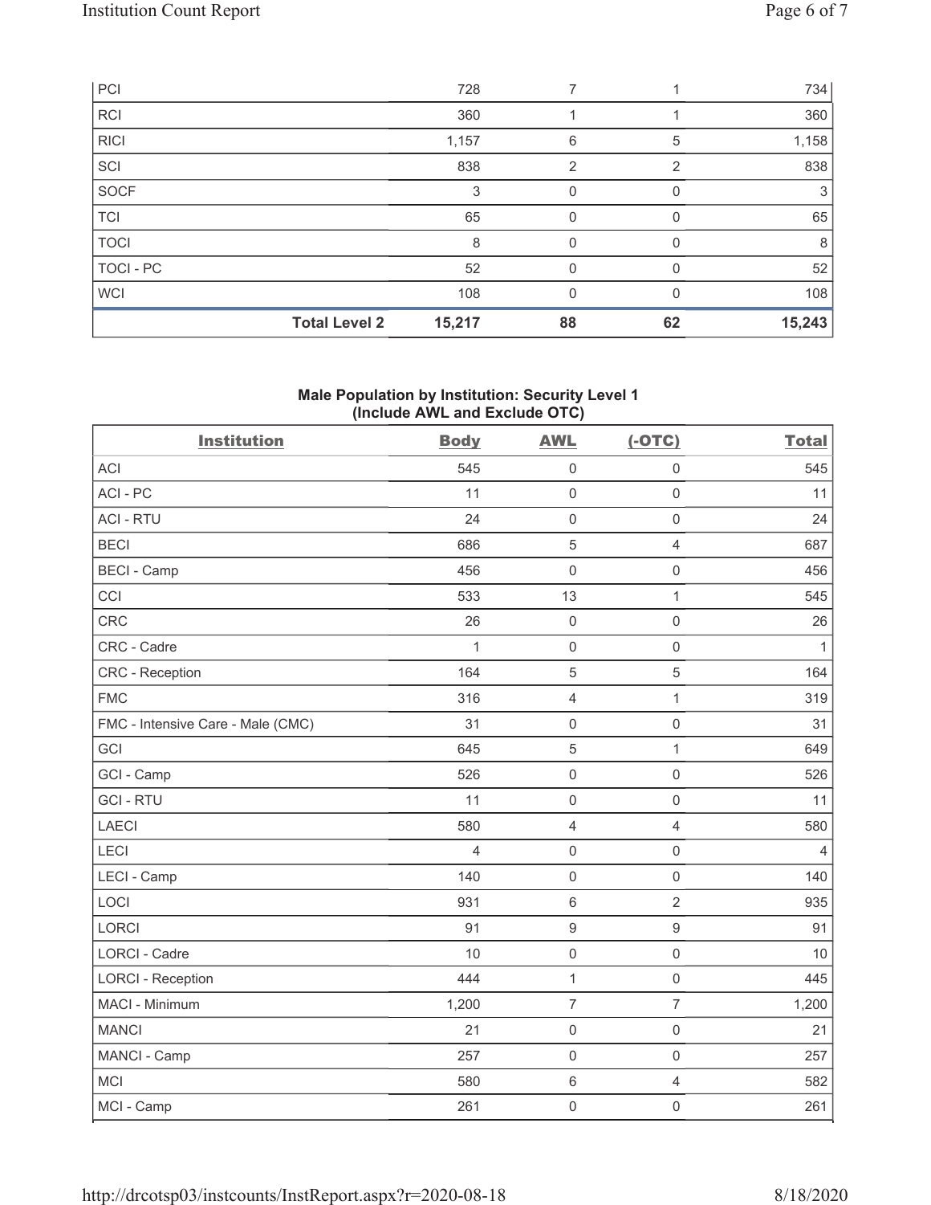| PCI | 728 | 7 | 1 | 734 |
|---|---|---|---|---|
| RCI | 360 | 1 | 1 | 360 |
| RICI | 1,157 | 6 | 5 | 1,158 |
| SCI | 838 | 2 | 2 | 838 |
| SOCF | 3 | 0 | 0 | 3 |
| TCI | 65 | 0 | 0 | 65 |
| TOCI | 8 | 0 | 0 | 8 |
| TOCI - PC | 52 | 0 | 0 | 52 |
| WCI | 108 | 0 | 0 | 108 |
| **Total Level 2** | **15,217** | **88** | **62** | **15,243** |

## Male Population by Institution: Security Level 1 (Include AWL and Exclude OTC)

| Institution | Body | AWL | (-OTC) | Total |
|---|---|---|---|---|
| ACI | 545 | 0 | 0 | 545 |
| ACI - PC | 11 | 0 | 0 | 11 |
| ACI - RTU | 24 | 0 | 0 | 24 |
| BECI | 686 | 5 | 4 | 687 |
| BECI - Camp | 456 | 0 | 0 | 456 |
| CCI | 533 | 13 | 1 | 545 |
| CRC | 26 | 0 | 0 | 26 |
| CRC - Cadre | 1 | 0 | 0 | 1 |
| CRC - Reception | 164 | 5 | 5 | 164 |
| FMC | 316 | 4 | 1 | 319 |
| FMC - Intensive Care - Male (CMC) | 31 | 0 | 0 | 31 |
| GCI | 645 | 5 | 1 | 649 |
| GCI - Camp | 526 | 0 | 0 | 526 |
| GCI - RTU | 11 | 0 | 0 | 11 |
| LAECI | 580 | 4 | 4 | 580 |
| LECI | 4 | 0 | 0 | 4 |
| LECI - Camp | 140 | 0 | 0 | 140 |
| LOCI | 931 | 6 | 2 | 935 |
| LORCI | 91 | 9 | 9 | 91 |
| LORCI - Cadre | 10 | 0 | 0 | 10 |
| LORCI - Reception | 444 | 1 | 0 | 445 |
| MACI - Minimum | 1,200 | 7 | 7 | 1,200 |
| MANCI | 21 | 0 | 0 | 21 |
| MANCI - Camp | 257 | 0 | 0 | 257 |
| MCI | 580 | 6 | 4 | 582 |
| MCI - Camp | 261 | 0 | 0 | 261 |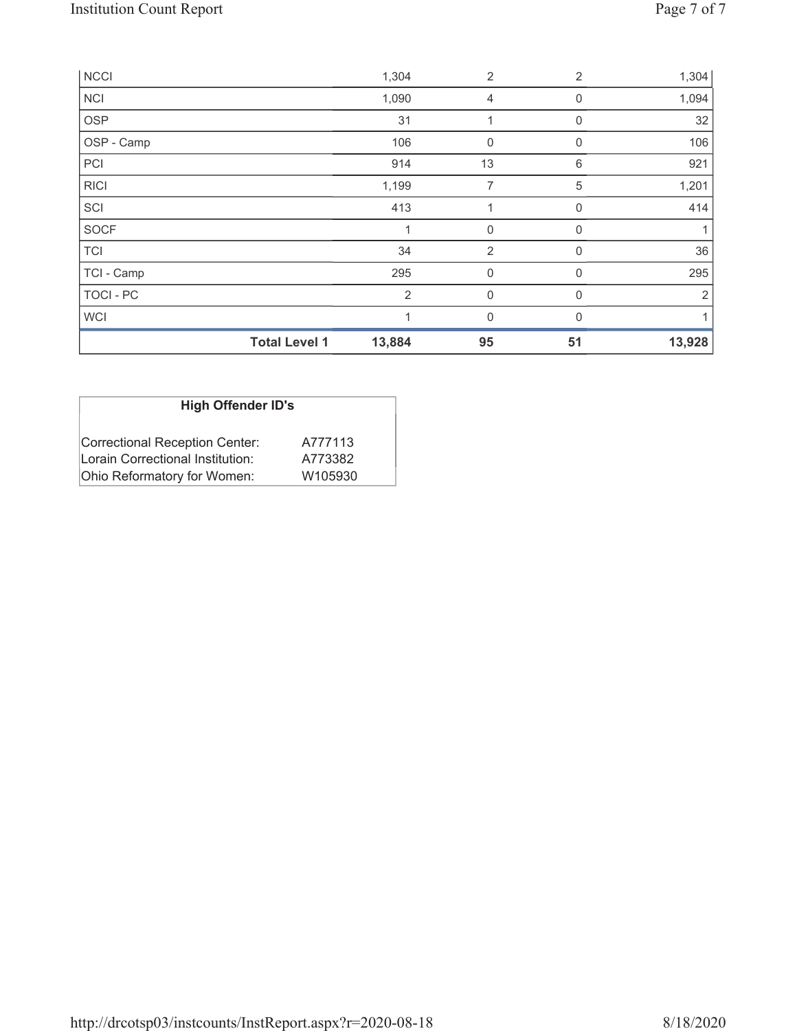| | | | | |
|---|---|---|---|---|
| NCCI | 1,304 | 2 | 2 | 1,304 |
| NCI | 1,090 | 4 | 0 | 1,094 |
| OSP | 31 | 1 | 0 | 32 |
| OSP - Camp | 106 | 0 | 0 | 106 |
| PCI | 914 | 13 | 6 | 921 |
| RICI | 1,199 | 7 | 5 | 1,201 |
| SCI | 413 | 1 | 0 | 414 |
| SOCF | 1 | 0 | 0 | 1 |
| TCI | 34 | 2 | 0 | 36 |
| TCI - Camp | 295 | 0 | 0 | 295 |
| TOCI - PC | 2 | 0 | 0 | 2 |
| WCI | 1 | 0 | 0 | 1 |
| **Total Level 1** | **13,884** | **95** | **51** | **13,928** |

| **High Offender ID's** | |
|---|---|
| Correctional Reception Center: | A777113 |
| Lorain Correctional Institution: | A773382 |
| Ohio Reformatory for Women: | W105930 |